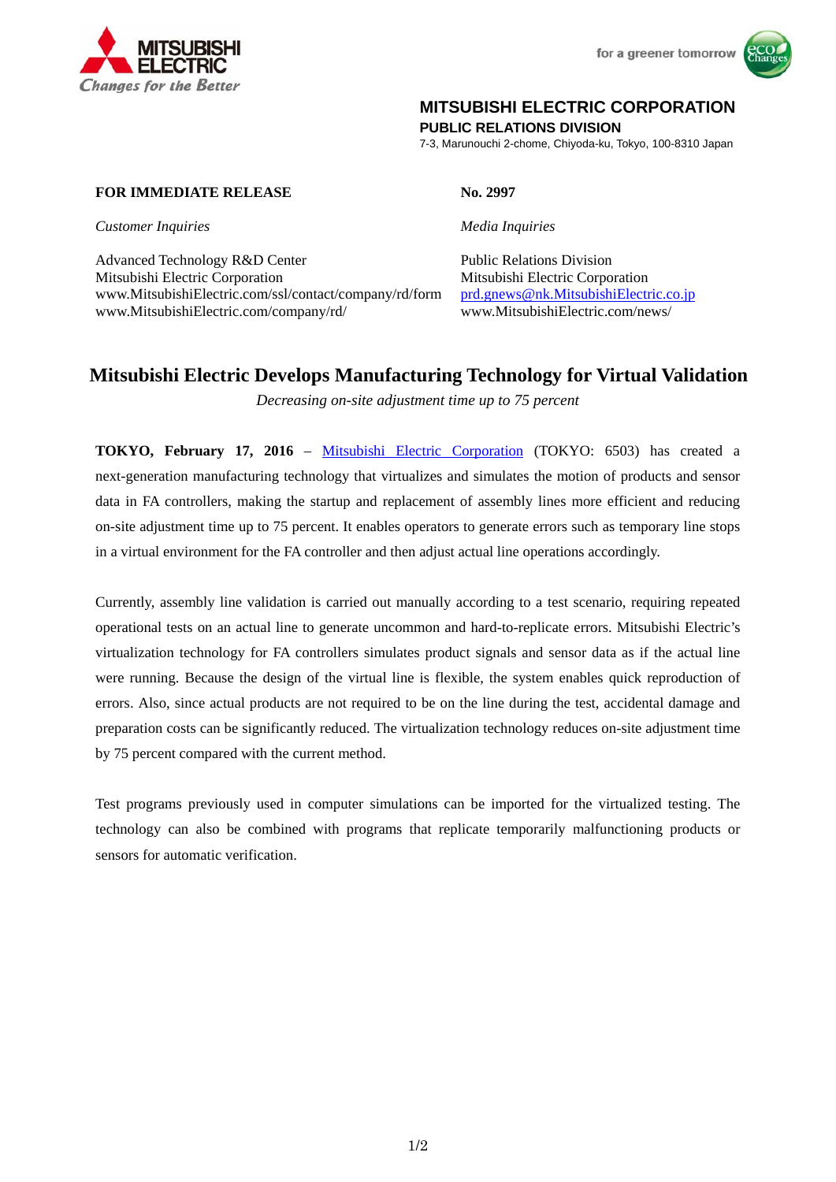MITSUBISHI ELECTRIC
*Changes for the Better*

for a greener tomorrow

**MITSUBISHI ELECTRIC CORPORATION**
**PUBLIC RELATIONS DIVISION**
7-3, Marunouchi 2-chome, Chiyoda-ku, Tokyo, 100-8310 Japan

**FOR IMMEDIATE RELEASE**

**No. 2997**

*Customer Inquiries*

Advanced Technology R&D Center
Mitsubishi Electric Corporation
www.MitsubishiElectric.com/ssl/contact/company/rd/form
www.MitsubishiElectric.com/company/rd/

*Media Inquiries*

Public Relations Division
Mitsubishi Electric Corporation
prd.gnews@nk.MitsubishiElectric.co.jp
www.MitsubishiElectric.com/news/

# Mitsubishi Electric Develops Manufacturing Technology for Virtual Validation

*Decreasing on-site adjustment time up to 75 percent*

**TOKYO, February 17, 2016** – Mitsubishi Electric Corporation (TOKYO: 6503) has created a next-generation manufacturing technology that virtualizes and simulates the motion of products and sensor data in FA controllers, making the startup and replacement of assembly lines more efficient and reducing on-site adjustment time up to 75 percent. It enables operators to generate errors such as temporary line stops in a virtual environment for the FA controller and then adjust actual line operations accordingly.

Currently, assembly line validation is carried out manually according to a test scenario, requiring repeated operational tests on an actual line to generate uncommon and hard-to-replicate errors. Mitsubishi Electric's virtualization technology for FA controllers simulates product signals and sensor data as if the actual line were running. Because the design of the virtual line is flexible, the system enables quick reproduction of errors. Also, since actual products are not required to be on the line during the test, accidental damage and preparation costs can be significantly reduced. The virtualization technology reduces on-site adjustment time by 75 percent compared with the current method.

Test programs previously used in computer simulations can be imported for the virtualized testing. The technology can also be combined with programs that replicate temporarily malfunctioning products or sensors for automatic verification.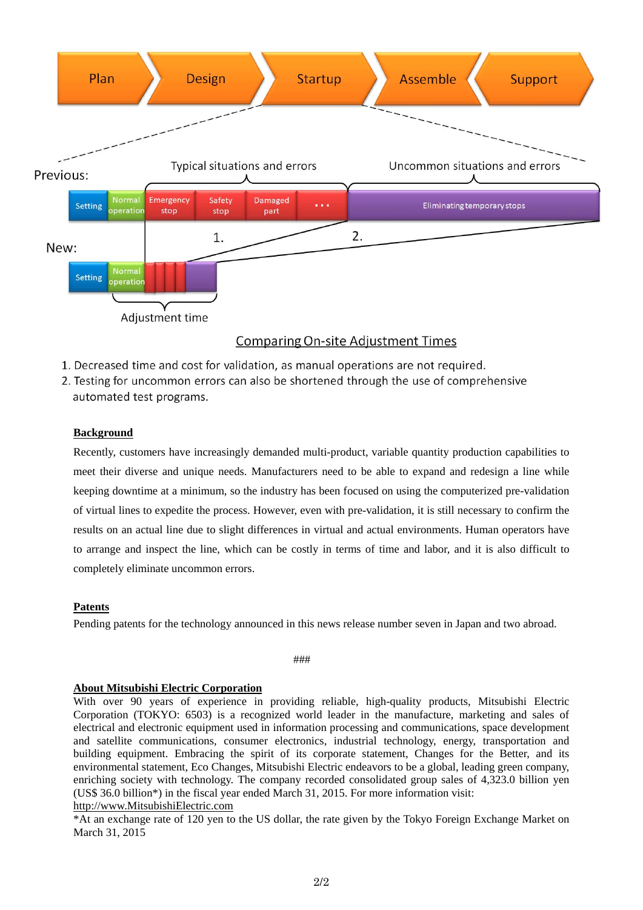Plan

Design

Startup

Assemble

Support

Previous:

Typical situations and errors

Uncommon situations and errors

Setting

Normal operation

Emergency stop

Safety stop

Damaged part

・・・

Eliminating temporary stops

1.

2.

New:

Setting

Normal operation

Adjustment time

Comparing On-site Adjustment Times

1. Decreased time and cost for validation, as manual operations are not required.
2. Testing for uncommon errors can also be shortened through the use of comprehensive automated test programs.

**Background**

Recently, customers have increasingly demanded multi-product, variable quantity production capabilities to meet their diverse and unique needs. Manufacturers need to be able to expand and redesign a line while keeping downtime at a minimum, so the industry has been focused on using the computerized pre-validation of virtual lines to expedite the process. However, even with pre-validation, it is still necessary to confirm the results on an actual line due to slight differences in virtual and actual environments. Human operators have to arrange and inspect the line, which can be costly in terms of time and labor, and it is also difficult to completely eliminate uncommon errors.

**Patents**

Pending patents for the technology announced in this news release number seven in Japan and two abroad.

###

**About Mitsubishi Electric Corporation**

With over 90 years of experience in providing reliable, high-quality products, Mitsubishi Electric Corporation (TOKYO: 6503) is a recognized world leader in the manufacture, marketing and sales of electrical and electronic equipment used in information processing and communications, space development and satellite communications, consumer electronics, industrial technology, energy, transportation and building equipment. Embracing the spirit of its corporate statement, Changes for the Better, and its environmental statement, Eco Changes, Mitsubishi Electric endeavors to be a global, leading green company, enriching society with technology. The company recorded consolidated group sales of 4,323.0 billion yen (US$ 36.0 billion*) in the fiscal year ended March 31, 2015. For more information visit:
http://www.MitsubishiElectric.com

*At an exchange rate of 120 yen to the US dollar, the rate given by the Tokyo Foreign Exchange Market on March 31, 2015